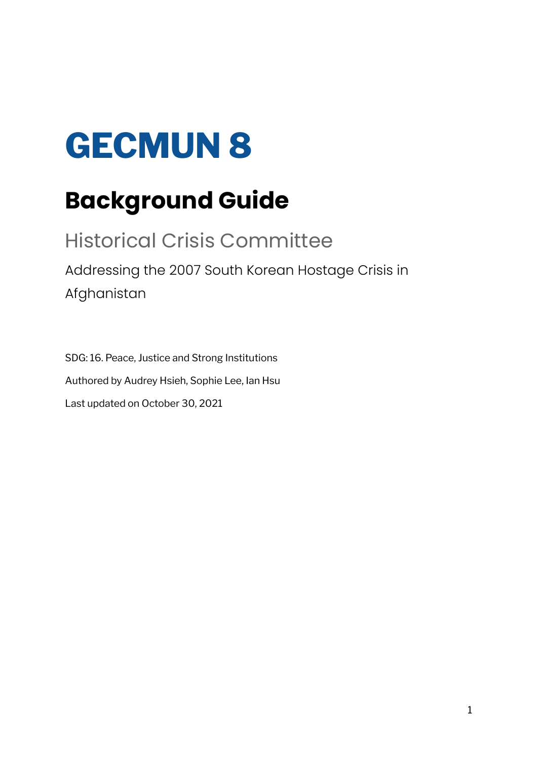# GECMUN 8

## Background Guide

### Historical Crisis Committee

Addressing the 2007 South Korean Hostage Crisis in Afghanistan

SDG: 16. Peace, Justice and Strong Institutions

Authored by Audrey Hsieh, Sophie Lee, Ian Hsu

Last updated on October 30, 2021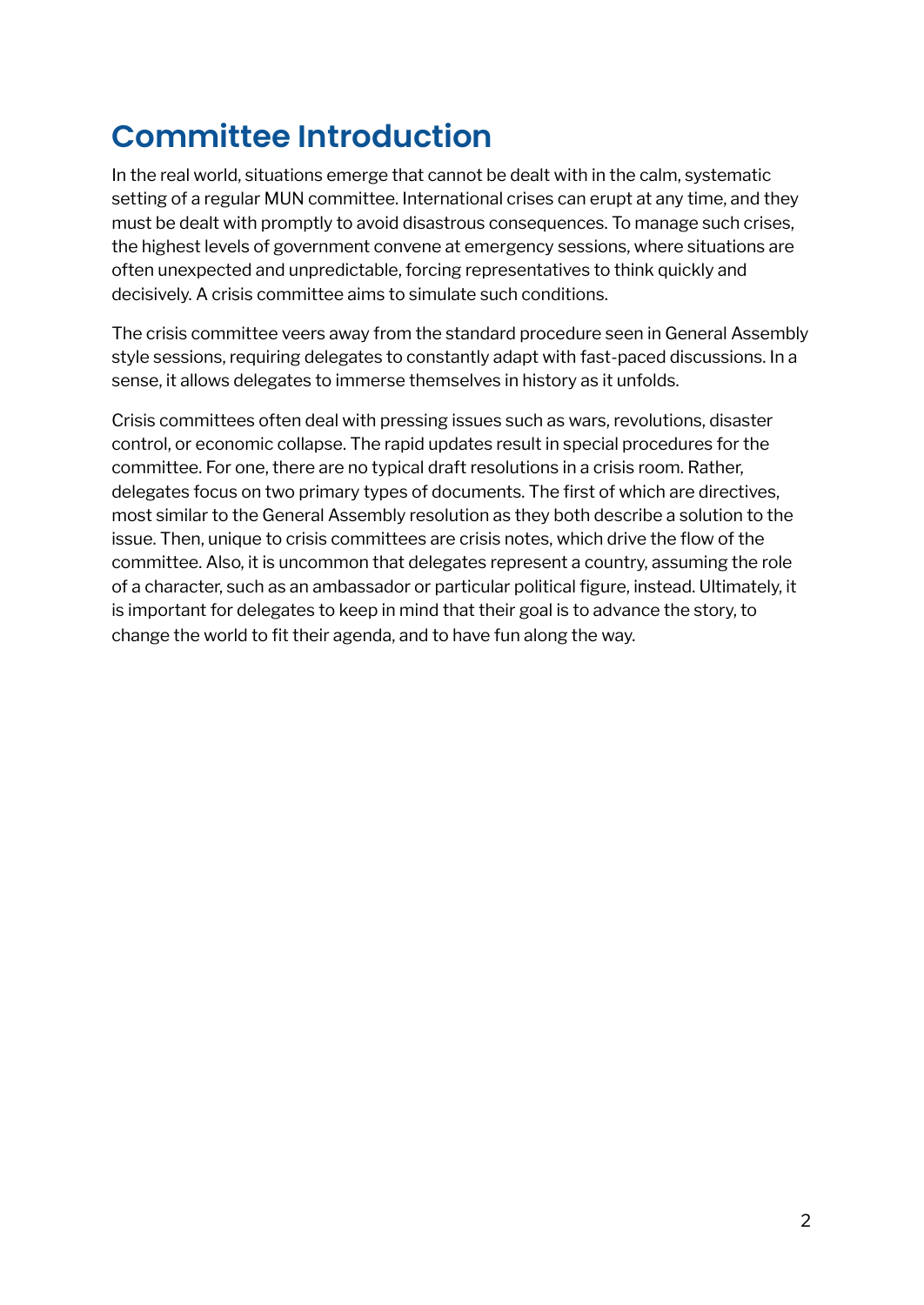# Committee Introduction

In the real world, situations emerge that cannot be dealt with in the calm, systematic setting of a regular MUN committee. International crises can erupt at any time, and they must be dealt with promptly to avoid disastrous consequences. To manage such crises, the highest levels of government convene at emergency sessions, where situations are often unexpected and unpredictable, forcing representatives to think quickly and decisively. A crisis committee aims to simulate such conditions.

The crisis committee veers away from the standard procedure seen in General Assembly style sessions, requiring delegates to constantly adapt with fast-paced discussions. In a sense, it allows delegates to immerse themselves in history as it unfolds.

Crisis committees often deal with pressing issues such as wars, revolutions, disaster control, or economic collapse. The rapid updates result in special procedures for the committee. For one, there are no typical draft resolutions in a crisis room. Rather, delegates focus on two primary types of documents. The first of which are directives, most similar to the General Assembly resolution as they both describe a solution to the issue. Then, unique to crisis committees are crisis notes, which drive the flow of the committee. Also, it is uncommon that delegates represent a country, assuming the role of a character, such as an ambassador or particular political figure, instead. Ultimately, it is important for delegates to keep in mind that their goal is to advance the story, to change the world to fit their agenda, and to have fun along the way.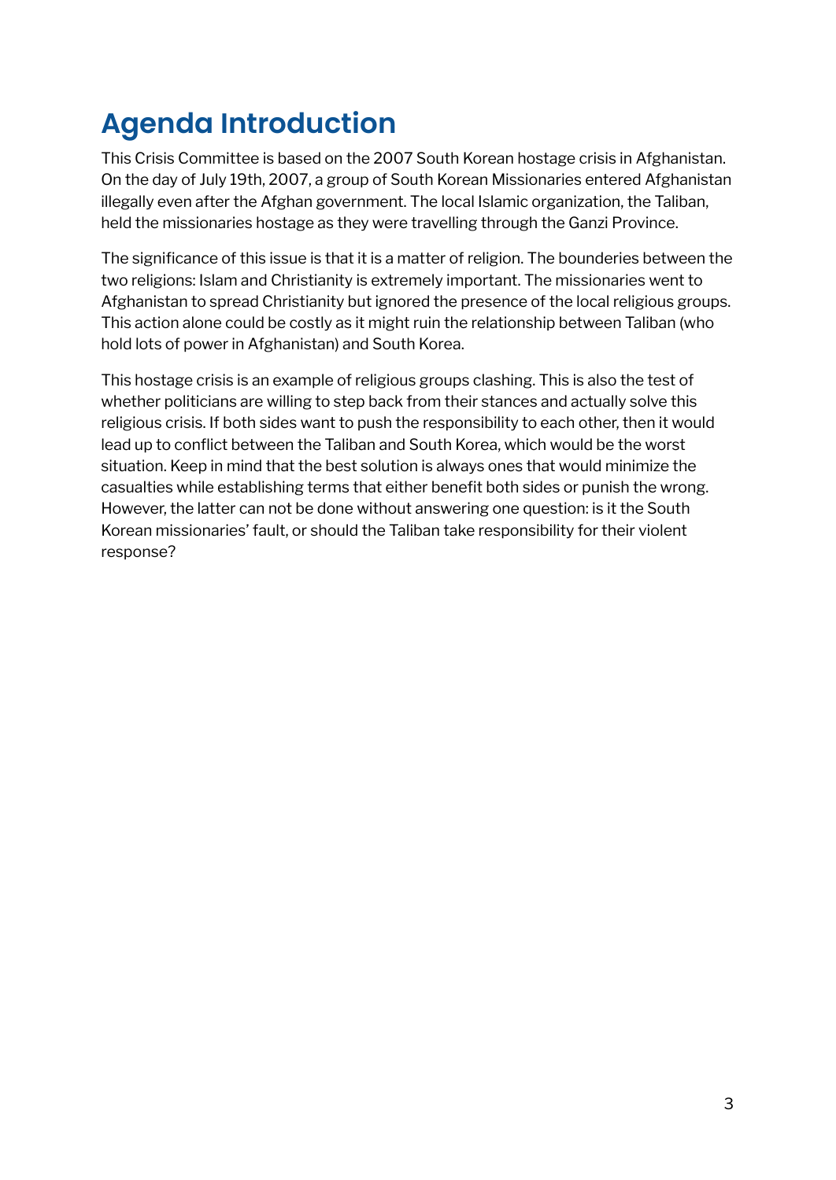# Agenda Introduction

This Crisis Committee is based on the 2007 South Korean hostage crisis in Afghanistan. On the day of July 19th, 2007, a group of South Korean Missionaries entered Afghanistan illegally even after the Afghan government. The local Islamic organization, the Taliban, held the missionaries hostage as they were travelling through the Ganzi Province.

The significance of this issue is that it is a matter of religion. The bounderies between the two religions: Islam and Christianity is extremely important. The missionaries went to Afghanistan to spread Christianity but ignored the presence of the local religious groups. This action alone could be costly as it might ruin the relationship between Taliban (who hold lots of power in Afghanistan) and South Korea.

This hostage crisis is an example of religious groups clashing. This is also the test of whether politicians are willing to step back from their stances and actually solve this religious crisis. If both sides want to push the responsibility to each other, then it would lead up to conflict between the Taliban and South Korea, which would be the worst situation. Keep in mind that the best solution is always ones that would minimize the casualties while establishing terms that either benefit both sides or punish the wrong. However, the latter can not be done without answering one question: is it the South Korean missionaries' fault, or should the Taliban take responsibility for their violent response?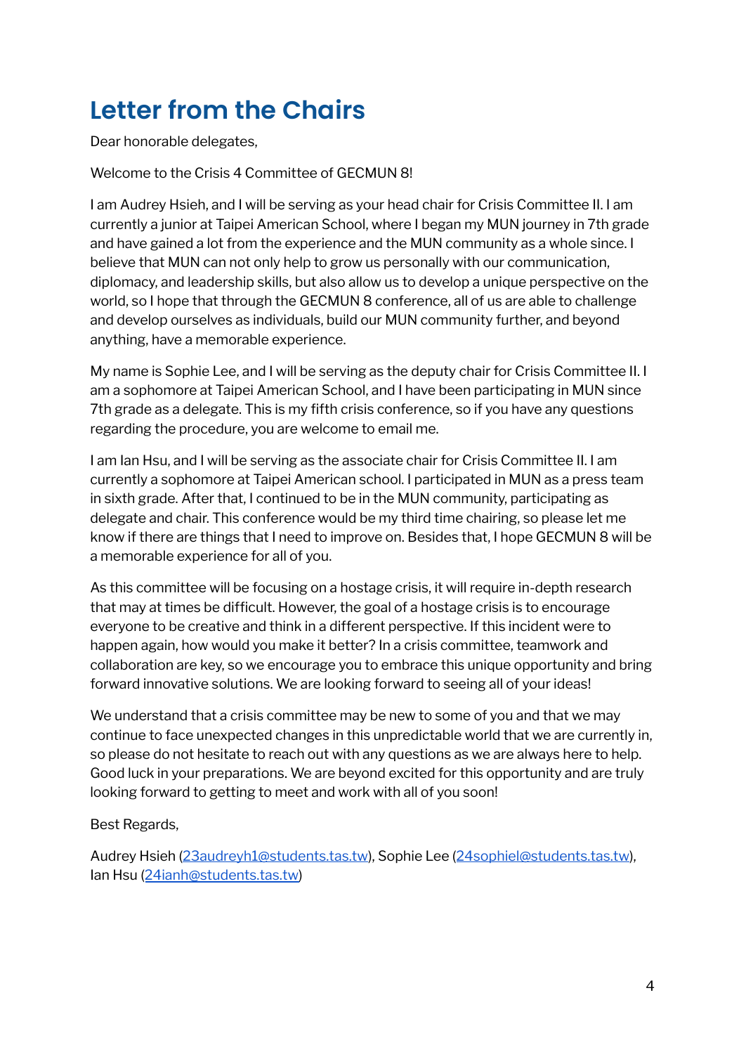# Letter from the Chairs

Dear honorable delegates,

Welcome to the Crisis 4 Committee of GECMUN 8!

I am Audrey Hsieh, and I will be serving as your head chair for Crisis Committee II. I am currently a junior at Taipei American School, where I began my MUN journey in 7th grade and have gained a lot from the experience and the MUN community as a whole since. I believe that MUN can not only help to grow us personally with our communication, diplomacy, and leadership skills, but also allow us to develop a unique perspective on the world, so I hope that through the GECMUN 8 conference, all of us are able to challenge and develop ourselves as individuals, build our MUN community further, and beyond anything, have a memorable experience.

My name is Sophie Lee, and I will be serving as the deputy chair for Crisis Committee II. I am a sophomore at Taipei American School, and I have been participating in MUN since 7th grade as a delegate. This is my fifth crisis conference, so if you have any questions regarding the procedure, you are welcome to email me.

I am Ian Hsu, and I will be serving as the associate chair for Crisis Committee II. I am currently a sophomore at Taipei American school. I participated in MUN as a press team in sixth grade. After that, I continued to be in the MUN community, participating as delegate and chair. This conference would be my third time chairing, so please let me know if there are things that I need to improve on. Besides that, I hope GECMUN 8 will be a memorable experience for all of you.

As this committee will be focusing on a hostage crisis, it will require in-depth research that may at times be difficult. However, the goal of a hostage crisis is to encourage everyone to be creative and think in a different perspective. If this incident were to happen again, how would you make it better? In a crisis committee, teamwork and collaboration are key, so we encourage you to embrace this unique opportunity and bring forward innovative solutions. We are looking forward to seeing all of your ideas!

We understand that a crisis committee may be new to some of you and that we may continue to face unexpected changes in this unpredictable world that we are currently in, so please do not hesitate to reach out with any questions as we are always here to help. Good luck in your preparations. We are beyond excited for this opportunity and are truly looking forward to getting to meet and work with all of you soon!

Best Regards,

Audrey Hsieh (23audreyh1@students.tas.tw), Sophie Lee (24sophiel@students.tas.tw), Ian Hsu (24ianh@students.tas.tw)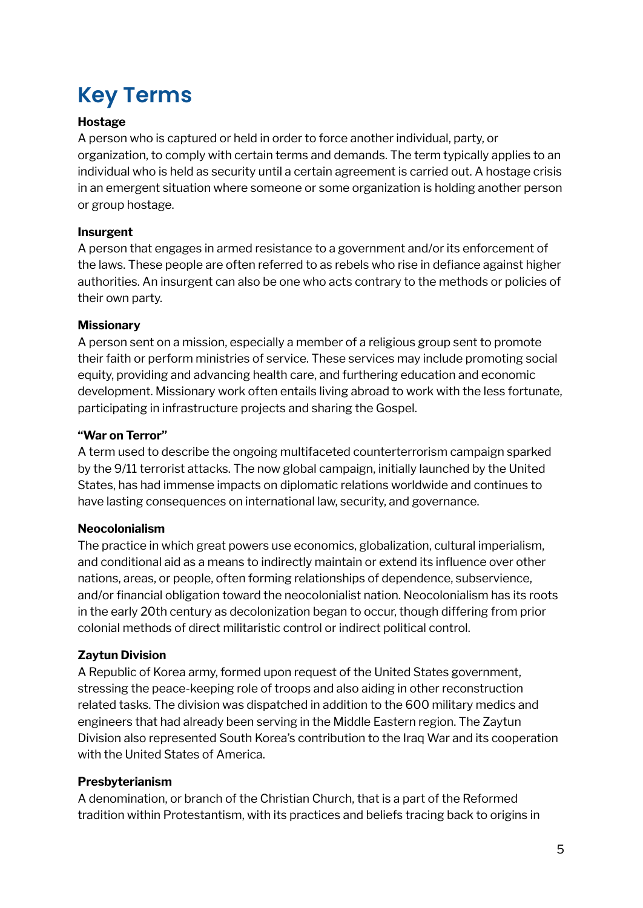## Key Terms

**Hostage**

A person who is captured or held in order to force another individual, party, or organization, to comply with certain terms and demands. The term typically applies to an individual who is held as security until a certain agreement is carried out. A hostage crisis in an emergent situation where someone or some organization is holding another person or group hostage.

**Insurgent**

A person that engages in armed resistance to a government and/or its enforcement of the laws. These people are often referred to as rebels who rise in defiance against higher authorities. An insurgent can also be one who acts contrary to the methods or policies of their own party.

**Missionary**

A person sent on a mission, especially a member of a religious group sent to promote their faith or perform ministries of service. These services may include promoting social equity, providing and advancing health care, and furthering education and economic development. Missionary work often entails living abroad to work with the less fortunate, participating in infrastructure projects and sharing the Gospel.

**"War on Terror"**

A term used to describe the ongoing multifaceted counterterrorism campaign sparked by the 9/11 terrorist attacks. The now global campaign, initially launched by the United States, has had immense impacts on diplomatic relations worldwide and continues to have lasting consequences on international law, security, and governance.

**Neocolonialism**

The practice in which great powers use economics, globalization, cultural imperialism, and conditional aid as a means to indirectly maintain or extend its influence over other nations, areas, or people, often forming relationships of dependence, subservience, and/or financial obligation toward the neocolonialist nation. Neocolonialism has its roots in the early 20th century as decolonization began to occur, though differing from prior colonial methods of direct militaristic control or indirect political control.

**Zaytun Division**

A Republic of Korea army, formed upon request of the United States government, stressing the peace-keeping role of troops and also aiding in other reconstruction related tasks. The division was dispatched in addition to the 600 military medics and engineers that had already been serving in the Middle Eastern region. The Zaytun Division also represented South Korea's contribution to the Iraq War and its cooperation with the United States of America.

**Presbyterianism**

A denomination, or branch of the Christian Church, that is a part of the Reformed tradition within Protestantism, with its practices and beliefs tracing back to origins in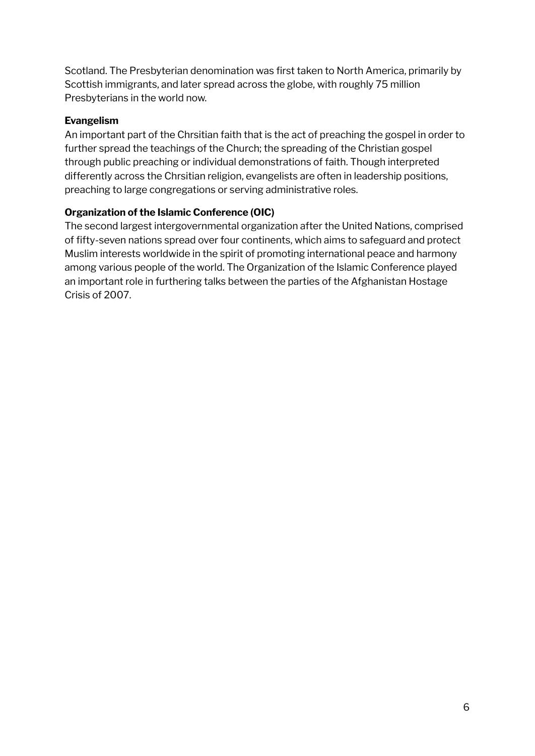Scotland. The Presbyterian denomination was first taken to North America, primarily by Scottish immigrants, and later spread across the globe, with roughly 75 million Presbyterians in the world now.

**Evangelism**

An important part of the Chrsitian faith that is the act of preaching the gospel in order to further spread the teachings of the Church; the spreading of the Christian gospel through public preaching or individual demonstrations of faith. Though interpreted differently across the Chrsitian religion, evangelists are often in leadership positions, preaching to large congregations or serving administrative roles.

**Organization of the Islamic Conference (OIC)**

The second largest intergovernmental organization after the United Nations, comprised of fifty-seven nations spread over four continents, which aims to safeguard and protect Muslim interests worldwide in the spirit of promoting international peace and harmony among various people of the world. The Organization of the Islamic Conference played an important role in furthering talks between the parties of the Afghanistan Hostage Crisis of 2007.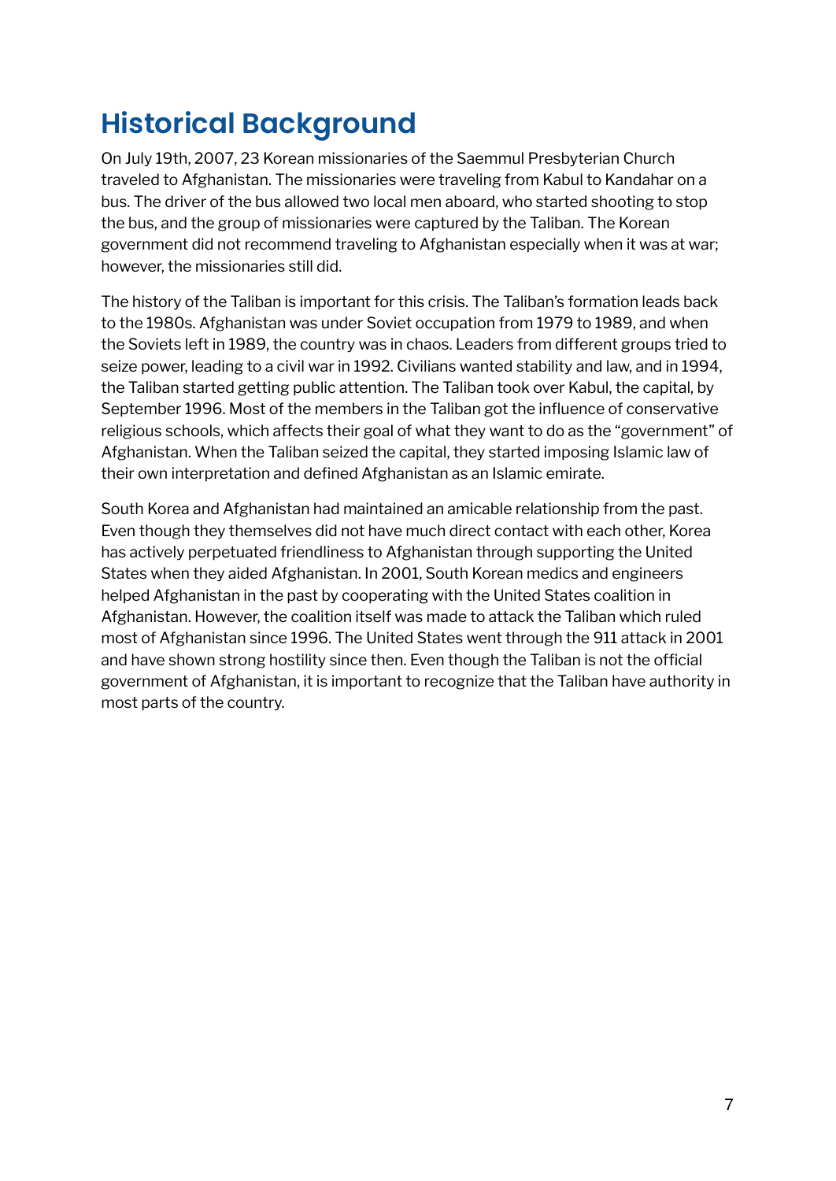# Historical Background

On July 19th, 2007, 23 Korean missionaries of the Saemmul Presbyterian Church traveled to Afghanistan. The missionaries were traveling from Kabul to Kandahar on a bus. The driver of the bus allowed two local men aboard, who started shooting to stop the bus, and the group of missionaries were captured by the Taliban. The Korean government did not recommend traveling to Afghanistan especially when it was at war; however, the missionaries still did.

The history of the Taliban is important for this crisis. The Taliban's formation leads back to the 1980s. Afghanistan was under Soviet occupation from 1979 to 1989, and when the Soviets left in 1989, the country was in chaos. Leaders from different groups tried to seize power, leading to a civil war in 1992. Civilians wanted stability and law, and in 1994, the Taliban started getting public attention. The Taliban took over Kabul, the capital, by September 1996. Most of the members in the Taliban got the influence of conservative religious schools, which affects their goal of what they want to do as the "government" of Afghanistan. When the Taliban seized the capital, they started imposing Islamic law of their own interpretation and defined Afghanistan as an Islamic emirate.

South Korea and Afghanistan had maintained an amicable relationship from the past. Even though they themselves did not have much direct contact with each other, Korea has actively perpetuated friendliness to Afghanistan through supporting the United States when they aided Afghanistan. In 2001, South Korean medics and engineers helped Afghanistan in the past by cooperating with the United States coalition in Afghanistan. However, the coalition itself was made to attack the Taliban which ruled most of Afghanistan since 1996. The United States went through the 911 attack in 2001 and have shown strong hostility since then. Even though the Taliban is not the official government of Afghanistan, it is important to recognize that the Taliban have authority in most parts of the country.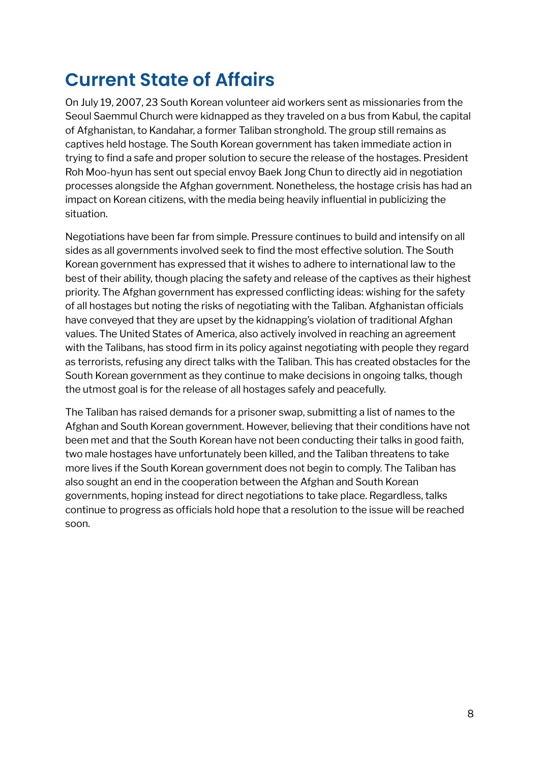# Current State of Affairs

On July 19, 2007, 23 South Korean volunteer aid workers sent as missionaries from the Seoul Saemmul Church were kidnapped as they traveled on a bus from Kabul, the capital of Afghanistan, to Kandahar, a former Taliban stronghold. The group still remains as captives held hostage. The South Korean government has taken immediate action in trying to find a safe and proper solution to secure the release of the hostages. President Roh Moo-hyun has sent out special envoy Baek Jong Chun to directly aid in negotiation processes alongside the Afghan government. Nonetheless, the hostage crisis has had an impact on Korean citizens, with the media being heavily influential in publicizing the situation.

Negotiations have been far from simple. Pressure continues to build and intensify on all sides as all governments involved seek to find the most effective solution. The South Korean government has expressed that it wishes to adhere to international law to the best of their ability, though placing the safety and release of the captives as their highest priority. The Afghan government has expressed conflicting ideas: wishing for the safety of all hostages but noting the risks of negotiating with the Taliban. Afghanistan officials have conveyed that they are upset by the kidnapping's violation of traditional Afghan values. The United States of America, also actively involved in reaching an agreement with the Talibans, has stood firm in its policy against negotiating with people they regard as terrorists, refusing any direct talks with the Taliban. This has created obstacles for the South Korean government as they continue to make decisions in ongoing talks, though the utmost goal is for the release of all hostages safely and peacefully.

The Taliban has raised demands for a prisoner swap, submitting a list of names to the Afghan and South Korean government. However, believing that their conditions have not been met and that the South Korean have not been conducting their talks in good faith, two male hostages have unfortunately been killed, and the Taliban threatens to take more lives if the South Korean government does not begin to comply. The Taliban has also sought an end in the cooperation between the Afghan and South Korean governments, hoping instead for direct negotiations to take place. Regardless, talks continue to progress as officials hold hope that a resolution to the issue will be reached soon.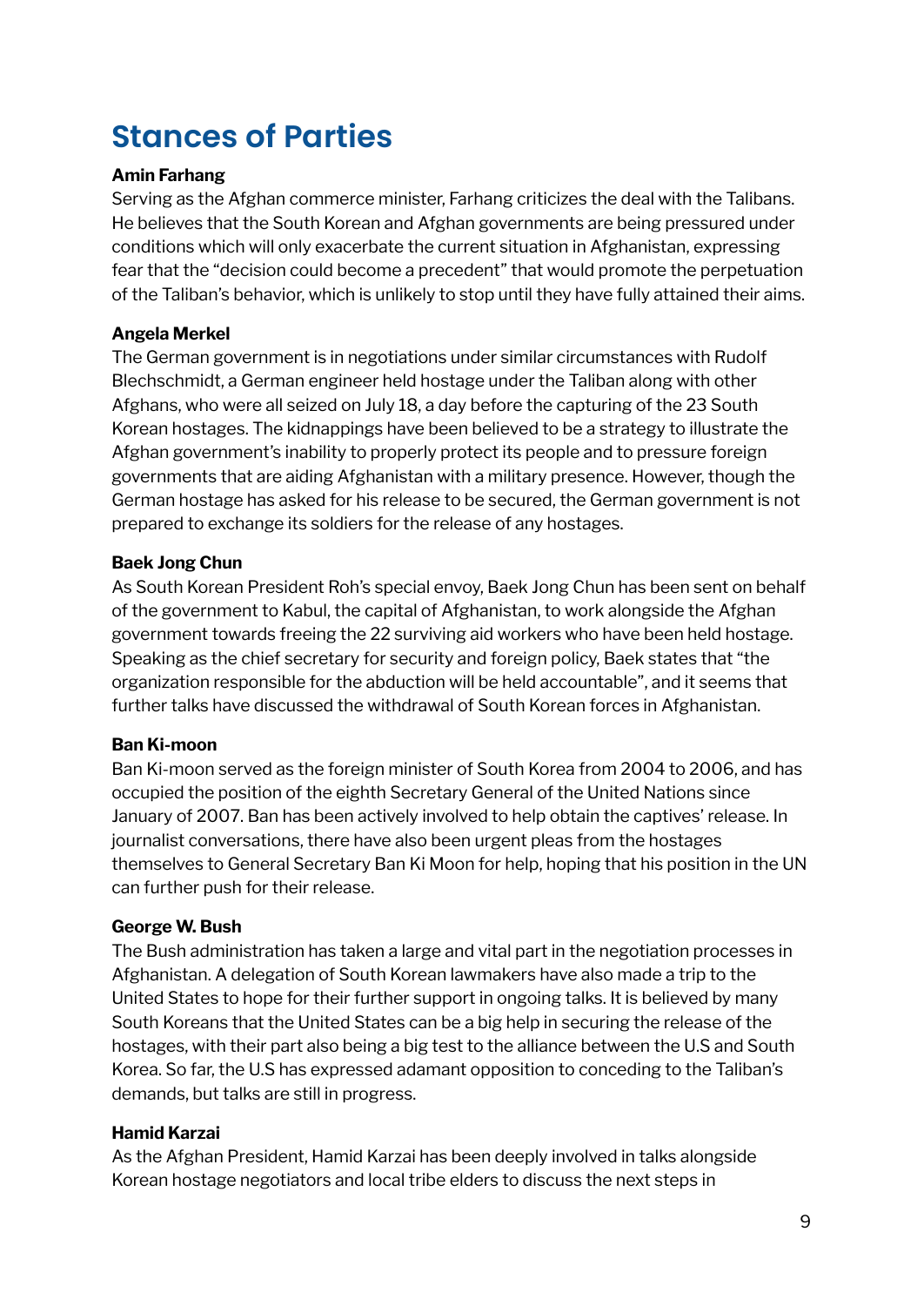# Stances of Parties

**Amin Farhang**

Serving as the Afghan commerce minister, Farhang criticizes the deal with the Talibans. He believes that the South Korean and Afghan governments are being pressured under conditions which will only exacerbate the current situation in Afghanistan, expressing fear that the "decision could become a precedent" that would promote the perpetuation of the Taliban's behavior, which is unlikely to stop until they have fully attained their aims.

**Angela Merkel**

The German government is in negotiations under similar circumstances with Rudolf Blechschmidt, a German engineer held hostage under the Taliban along with other Afghans, who were all seized on July 18, a day before the capturing of the 23 South Korean hostages. The kidnappings have been believed to be a strategy to illustrate the Afghan government's inability to properly protect its people and to pressure foreign governments that are aiding Afghanistan with a military presence. However, though the German hostage has asked for his release to be secured, the German government is not prepared to exchange its soldiers for the release of any hostages.

**Baek Jong Chun**

As South Korean President Roh's special envoy, Baek Jong Chun has been sent on behalf of the government to Kabul, the capital of Afghanistan, to work alongside the Afghan government towards freeing the 22 surviving aid workers who have been held hostage. Speaking as the chief secretary for security and foreign policy, Baek states that "the organization responsible for the abduction will be held accountable", and it seems that further talks have discussed the withdrawal of South Korean forces in Afghanistan.

**Ban Ki-moon**

Ban Ki-moon served as the foreign minister of South Korea from 2004 to 2006, and has occupied the position of the eighth Secretary General of the United Nations since January of 2007. Ban has been actively involved to help obtain the captives' release. In journalist conversations, there have also been urgent pleas from the hostages themselves to General Secretary Ban Ki Moon for help, hoping that his position in the UN can further push for their release.

**George W. Bush**

The Bush administration has taken a large and vital part in the negotiation processes in Afghanistan. A delegation of South Korean lawmakers have also made a trip to the United States to hope for their further support in ongoing talks. It is believed by many South Koreans that the United States can be a big help in securing the release of the hostages, with their part also being a big test to the alliance between the U.S and South Korea. So far, the U.S has expressed adamant opposition to conceding to the Taliban's demands, but talks are still in progress.

**Hamid Karzai**

As the Afghan President, Hamid Karzai has been deeply involved in talks alongside Korean hostage negotiators and local tribe elders to discuss the next steps in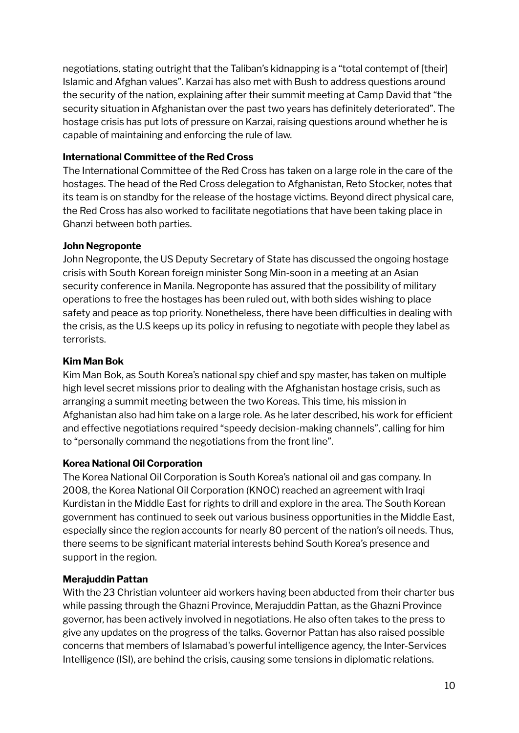negotiations, stating outright that the Taliban's kidnapping is a "total contempt of [their] Islamic and Afghan values". Karzai has also met with Bush to address questions around the security of the nation, explaining after their summit meeting at Camp David that "the security situation in Afghanistan over the past two years has definitely deteriorated". The hostage crisis has put lots of pressure on Karzai, raising questions around whether he is capable of maintaining and enforcing the rule of law.

**International Committee of the Red Cross**

The International Committee of the Red Cross has taken on a large role in the care of the hostages. The head of the Red Cross delegation to Afghanistan, Reto Stocker, notes that its team is on standby for the release of the hostage victims. Beyond direct physical care, the Red Cross has also worked to facilitate negotiations that have been taking place in Ghanzi between both parties.

**John Negroponte**

John Negroponte, the US Deputy Secretary of State has discussed the ongoing hostage crisis with South Korean foreign minister Song Min-soon in a meeting at an Asian security conference in Manila. Negroponte has assured that the possibility of military operations to free the hostages has been ruled out, with both sides wishing to place safety and peace as top priority. Nonetheless, there have been difficulties in dealing with the crisis, as the U.S keeps up its policy in refusing to negotiate with people they label as terrorists.

**Kim Man Bok**

Kim Man Bok, as South Korea's national spy chief and spy master, has taken on multiple high level secret missions prior to dealing with the Afghanistan hostage crisis, such as arranging a summit meeting between the two Koreas. This time, his mission in Afghanistan also had him take on a large role. As he later described, his work for efficient and effective negotiations required "speedy decision-making channels", calling for him to "personally command the negotiations from the front line".

**Korea National Oil Corporation**

The Korea National Oil Corporation is South Korea's national oil and gas company. In 2008, the Korea National Oil Corporation (KNOC) reached an agreement with Iraqi Kurdistan in the Middle East for rights to drill and explore in the area. The South Korean government has continued to seek out various business opportunities in the Middle East, especially since the region accounts for nearly 80 percent of the nation's oil needs. Thus, there seems to be significant material interests behind South Korea's presence and support in the region.

**Merajuddin Pattan**

With the 23 Christian volunteer aid workers having been abducted from their charter bus while passing through the Ghazni Province, Merajuddin Pattan, as the Ghazni Province governor, has been actively involved in negotiations. He also often takes to the press to give any updates on the progress of the talks. Governor Pattan has also raised possible concerns that members of Islamabad's powerful intelligence agency, the Inter-Services Intelligence (ISI), are behind the crisis, causing some tensions in diplomatic relations.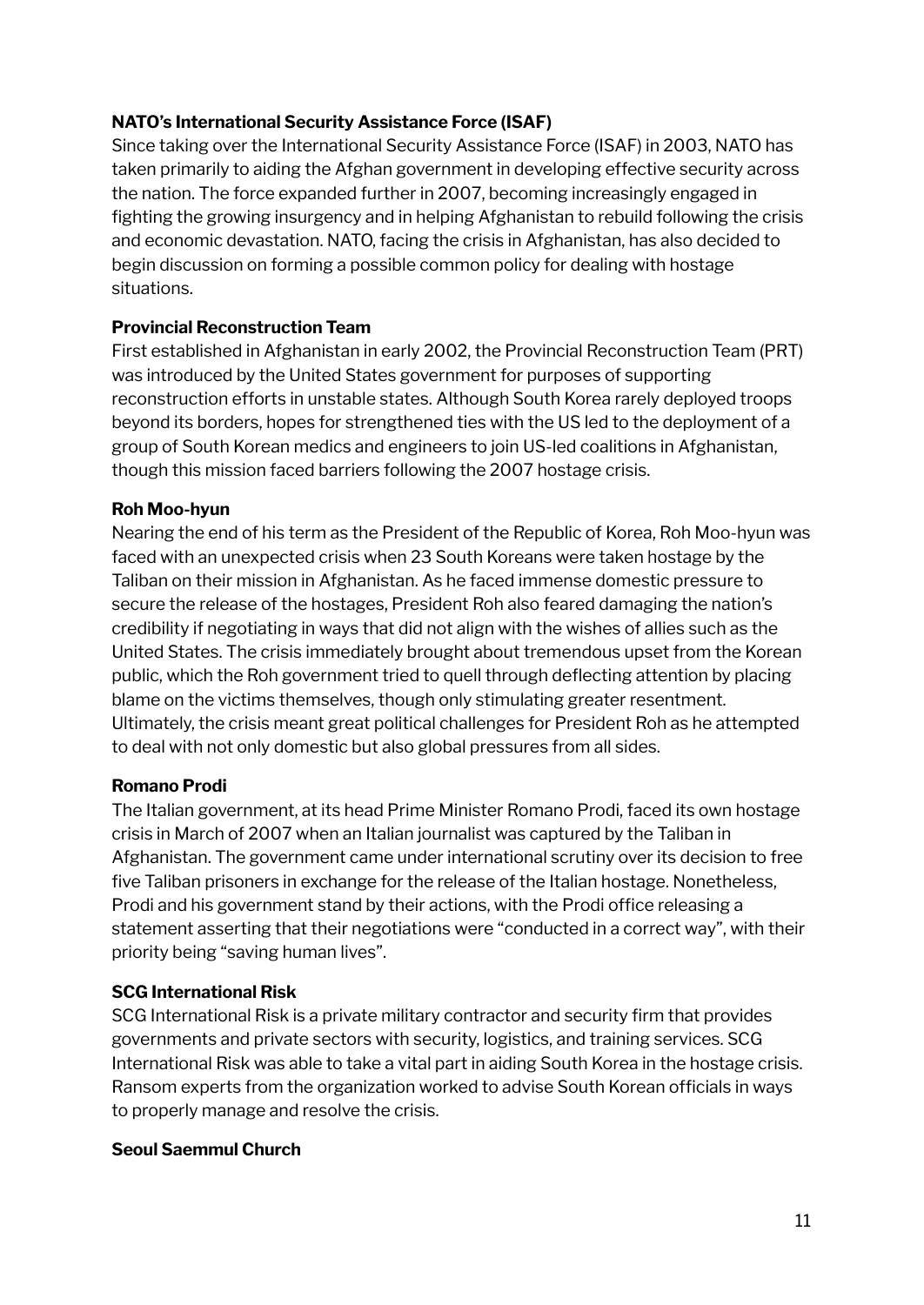**NATO's International Security Assistance Force (ISAF)**

Since taking over the International Security Assistance Force (ISAF) in 2003, NATO has taken primarily to aiding the Afghan government in developing effective security across the nation. The force expanded further in 2007, becoming increasingly engaged in fighting the growing insurgency and in helping Afghanistan to rebuild following the crisis and economic devastation. NATO, facing the crisis in Afghanistan, has also decided to begin discussion on forming a possible common policy for dealing with hostage situations.

**Provincial Reconstruction Team**

First established in Afghanistan in early 2002, the Provincial Reconstruction Team (PRT) was introduced by the United States government for purposes of supporting reconstruction efforts in unstable states. Although South Korea rarely deployed troops beyond its borders, hopes for strengthened ties with the US led to the deployment of a group of South Korean medics and engineers to join US-led coalitions in Afghanistan, though this mission faced barriers following the 2007 hostage crisis.

**Roh Moo-hyun**

Nearing the end of his term as the President of the Republic of Korea, Roh Moo-hyun was faced with an unexpected crisis when 23 South Koreans were taken hostage by the Taliban on their mission in Afghanistan. As he faced immense domestic pressure to secure the release of the hostages, President Roh also feared damaging the nation's credibility if negotiating in ways that did not align with the wishes of allies such as the United States. The crisis immediately brought about tremendous upset from the Korean public, which the Roh government tried to quell through deflecting attention by placing blame on the victims themselves, though only stimulating greater resentment. Ultimately, the crisis meant great political challenges for President Roh as he attempted to deal with not only domestic but also global pressures from all sides.

**Romano Prodi**

The Italian government, at its head Prime Minister Romano Prodi, faced its own hostage crisis in March of 2007 when an Italian journalist was captured by the Taliban in Afghanistan. The government came under international scrutiny over its decision to free five Taliban prisoners in exchange for the release of the Italian hostage. Nonetheless, Prodi and his government stand by their actions, with the Prodi office releasing a statement asserting that their negotiations were "conducted in a correct way", with their priority being "saving human lives".

**SCG International Risk**

SCG International Risk is a private military contractor and security firm that provides governments and private sectors with security, logistics, and training services. SCG International Risk was able to take a vital part in aiding South Korea in the hostage crisis. Ransom experts from the organization worked to advise South Korean officials in ways to properly manage and resolve the crisis.

**Seoul Saemmul Church**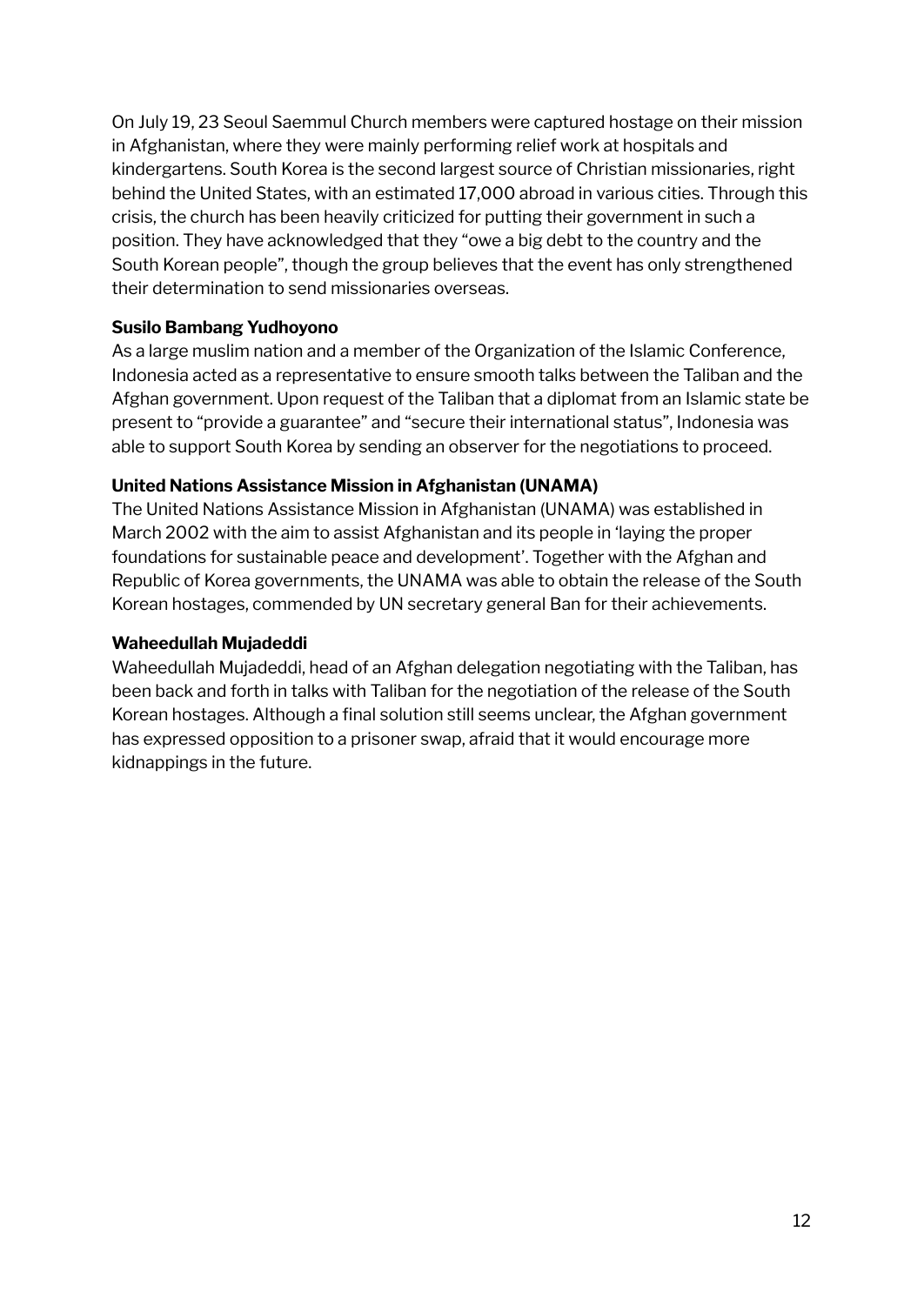On July 19, 23 Seoul Saemmul Church members were captured hostage on their mission in Afghanistan, where they were mainly performing relief work at hospitals and kindergartens. South Korea is the second largest source of Christian missionaries, right behind the United States, with an estimated 17,000 abroad in various cities. Through this crisis, the church has been heavily criticized for putting their government in such a position. They have acknowledged that they "owe a big debt to the country and the South Korean people", though the group believes that the event has only strengthened their determination to send missionaries overseas.

**Susilo Bambang Yudhoyono**

As a large muslim nation and a member of the Organization of the Islamic Conference, Indonesia acted as a representative to ensure smooth talks between the Taliban and the Afghan government. Upon request of the Taliban that a diplomat from an Islamic state be present to "provide a guarantee" and "secure their international status", Indonesia was able to support South Korea by sending an observer for the negotiations to proceed.

**United Nations Assistance Mission in Afghanistan (UNAMA)**

The United Nations Assistance Mission in Afghanistan (UNAMA) was established in March 2002 with the aim to assist Afghanistan and its people in 'laying the proper foundations for sustainable peace and development'. Together with the Afghan and Republic of Korea governments, the UNAMA was able to obtain the release of the South Korean hostages, commended by UN secretary general Ban for their achievements.

**Waheedullah Mujadeddi**

Waheedullah Mujadeddi, head of an Afghan delegation negotiating with the Taliban, has been back and forth in talks with Taliban for the negotiation of the release of the South Korean hostages. Although a final solution still seems unclear, the Afghan government has expressed opposition to a prisoner swap, afraid that it would encourage more kidnappings in the future.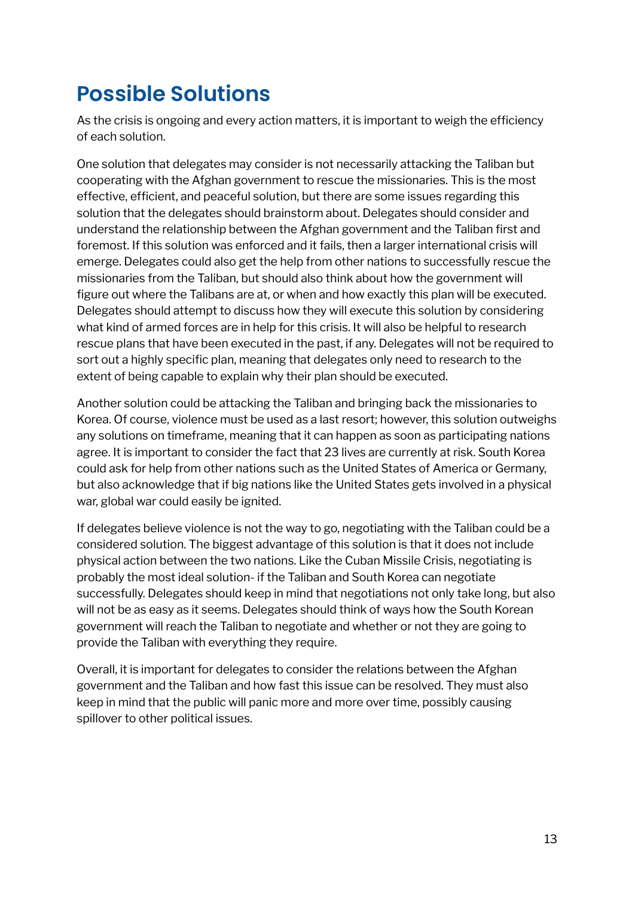## Possible Solutions

As the crisis is ongoing and every action matters, it is important to weigh the efficiency of each solution.

One solution that delegates may consider is not necessarily attacking the Taliban but cooperating with the Afghan government to rescue the missionaries. This is the most effective, efficient, and peaceful solution, but there are some issues regarding this solution that the delegates should brainstorm about. Delegates should consider and understand the relationship between the Afghan government and the Taliban first and foremost. If this solution was enforced and it fails, then a larger international crisis will emerge. Delegates could also get the help from other nations to successfully rescue the missionaries from the Taliban, but should also think about how the government will figure out where the Talibans are at, or when and how exactly this plan will be executed. Delegates should attempt to discuss how they will execute this solution by considering what kind of armed forces are in help for this crisis. It will also be helpful to research rescue plans that have been executed in the past, if any. Delegates will not be required to sort out a highly specific plan, meaning that delegates only need to research to the extent of being capable to explain why their plan should be executed.

Another solution could be attacking the Taliban and bringing back the missionaries to Korea. Of course, violence must be used as a last resort; however, this solution outweighs any solutions on timeframe, meaning that it can happen as soon as participating nations agree. It is important to consider the fact that 23 lives are currently at risk. South Korea could ask for help from other nations such as the United States of America or Germany, but also acknowledge that if big nations like the United States gets involved in a physical war, global war could easily be ignited.

If delegates believe violence is not the way to go, negotiating with the Taliban could be a considered solution. The biggest advantage of this solution is that it does not include physical action between the two nations. Like the Cuban Missile Crisis, negotiating is probably the most ideal solution- if the Taliban and South Korea can negotiate successfully. Delegates should keep in mind that negotiations not only take long, but also will not be as easy as it seems. Delegates should think of ways how the South Korean government will reach the Taliban to negotiate and whether or not they are going to provide the Taliban with everything they require.

Overall, it is important for delegates to consider the relations between the Afghan government and the Taliban and how fast this issue can be resolved. They must also keep in mind that the public will panic more and more over time, possibly causing spillover to other political issues.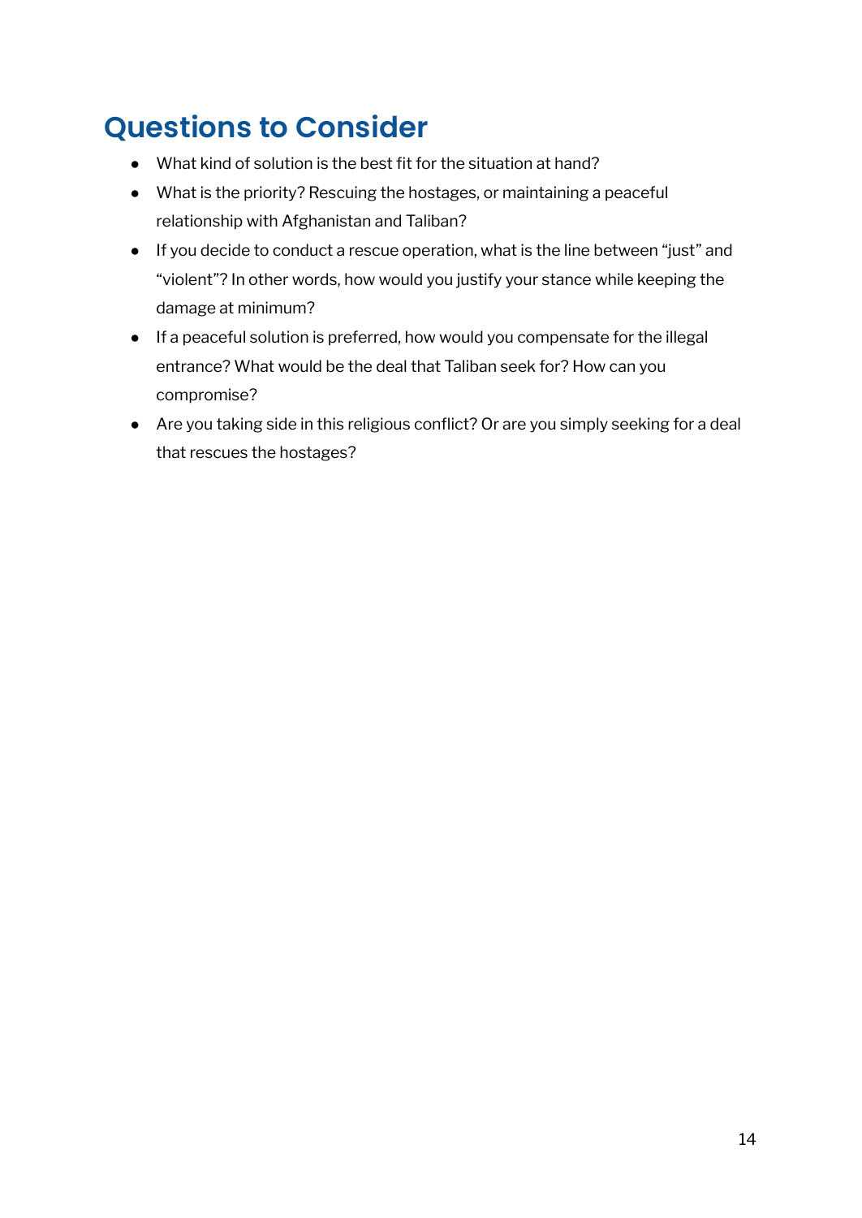## Questions to Consider

- What kind of solution is the best fit for the situation at hand?
- What is the priority? Rescuing the hostages, or maintaining a peaceful relationship with Afghanistan and Taliban?
- If you decide to conduct a rescue operation, what is the line between "just" and "violent"? In other words, how would you justify your stance while keeping the damage at minimum?
- If a peaceful solution is preferred, how would you compensate for the illegal entrance? What would be the deal that Taliban seek for? How can you compromise?
- Are you taking side in this religious conflict? Or are you simply seeking for a deal that rescues the hostages?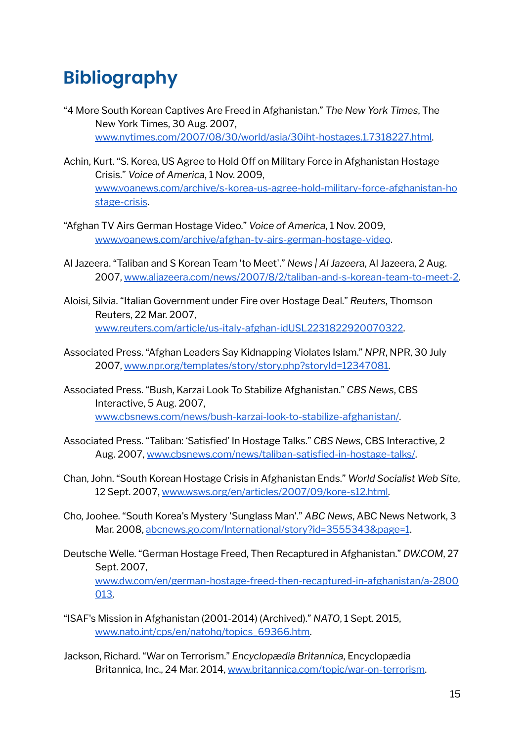# Bibliography

"4 More South Korean Captives Are Freed in Afghanistan." *The New York Times*, The New York Times, 30 Aug. 2007, www.nytimes.com/2007/08/30/world/asia/30iht-hostages.1.7318227.html.

Achin, Kurt. "S. Korea, US Agree to Hold Off on Military Force in Afghanistan Hostage Crisis." *Voice of America*, 1 Nov. 2009, www.voanews.com/archive/s-korea-us-agree-hold-military-force-afghanistan-hostage-crisis.

"Afghan TV Airs German Hostage Video." *Voice of America*, 1 Nov. 2009, www.voanews.com/archive/afghan-tv-airs-german-hostage-video.

Al Jazeera. "Taliban and S Korean Team 'to Meet'." *News | Al Jazeera*, Al Jazeera, 2 Aug. 2007, www.aljazeera.com/news/2007/8/2/taliban-and-s-korean-team-to-meet-2.

Aloisi, Silvia. "Italian Government under Fire over Hostage Deal." *Reuters*, Thomson Reuters, 22 Mar. 2007, www.reuters.com/article/us-italy-afghan-idUSL2231822920070322.

Associated Press. "Afghan Leaders Say Kidnapping Violates Islam." *NPR*, NPR, 30 July 2007, www.npr.org/templates/story/story.php?storyId=12347081.

Associated Press. "Bush, Karzai Look To Stabilize Afghanistan." *CBS News*, CBS Interactive, 5 Aug. 2007, www.cbsnews.com/news/bush-karzai-look-to-stabilize-afghanistan/.

Associated Press. "Taliban: 'Satisfied' In Hostage Talks." *CBS News*, CBS Interactive, 2 Aug. 2007, www.cbsnews.com/news/taliban-satisfied-in-hostage-talks/.

Chan, John. "South Korean Hostage Crisis in Afghanistan Ends." *World Socialist Web Site*, 12 Sept. 2007, www.wsws.org/en/articles/2007/09/kore-s12.html.

Cho, Joohee. "South Korea's Mystery 'Sunglass Man'." *ABC News*, ABC News Network, 3 Mar. 2008, abcnews.go.com/International/story?id=3555343&page=1.

Deutsche Welle. "German Hostage Freed, Then Recaptured in Afghanistan." *DW.COM*, 27 Sept. 2007, www.dw.com/en/german-hostage-freed-then-recaptured-in-afghanistan/a-2800013.

"ISAF's Mission in Afghanistan (2001-2014) (Archived)." *NATO*, 1 Sept. 2015, www.nato.int/cps/en/natohq/topics_69366.htm.

Jackson, Richard. "War on Terrorism." *Encyclopædia Britannica*, Encyclopædia Britannica, Inc., 24 Mar. 2014, www.britannica.com/topic/war-on-terrorism.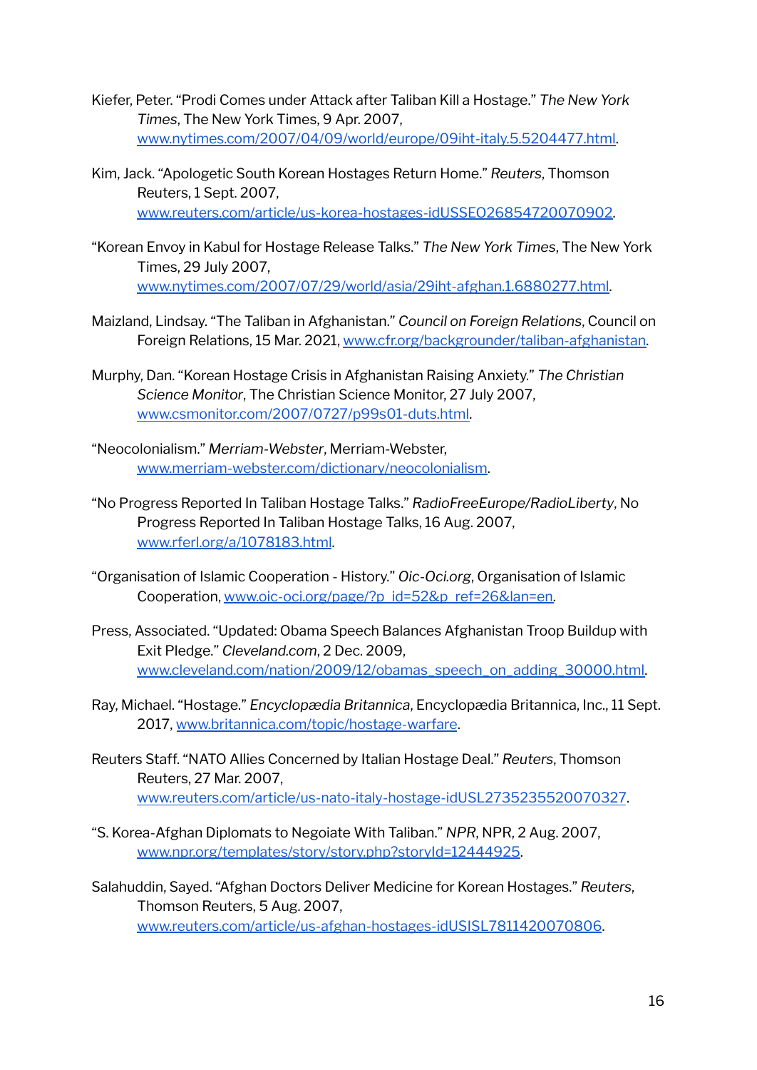Kiefer, Peter. "Prodi Comes under Attack after Taliban Kill a Hostage." *The New York Times*, The New York Times, 9 Apr. 2007, www.nytimes.com/2007/04/09/world/europe/09iht-italy.5.5204477.html.

Kim, Jack. "Apologetic South Korean Hostages Return Home." *Reuters*, Thomson Reuters, 1 Sept. 2007, www.reuters.com/article/us-korea-hostages-idUSSEO26854720070902.

"Korean Envoy in Kabul for Hostage Release Talks." *The New York Times*, The New York Times, 29 July 2007, www.nytimes.com/2007/07/29/world/asia/29iht-afghan.1.6880277.html.

Maizland, Lindsay. "The Taliban in Afghanistan." *Council on Foreign Relations*, Council on Foreign Relations, 15 Mar. 2021, www.cfr.org/backgrounder/taliban-afghanistan.

Murphy, Dan. "Korean Hostage Crisis in Afghanistan Raising Anxiety." *The Christian Science Monitor*, The Christian Science Monitor, 27 July 2007, www.csmonitor.com/2007/0727/p99s01-duts.html.

"Neocolonialism." *Merriam-Webster*, Merriam-Webster, www.merriam-webster.com/dictionary/neocolonialism.

"No Progress Reported In Taliban Hostage Talks." *RadioFreeEurope/RadioLiberty*, No Progress Reported In Taliban Hostage Talks, 16 Aug. 2007, www.rferl.org/a/1078183.html.

"Organisation of Islamic Cooperation - History." *Oic-Oci.org*, Organisation of Islamic Cooperation, www.oic-oci.org/page/?p_id=52&p_ref=26&lan=en.

Press, Associated. "Updated: Obama Speech Balances Afghanistan Troop Buildup with Exit Pledge." *Cleveland.com*, 2 Dec. 2009, www.cleveland.com/nation/2009/12/obamas_speech_on_adding_30000.html.

Ray, Michael. "Hostage." *Encyclopædia Britannica*, Encyclopædia Britannica, Inc., 11 Sept. 2017, www.britannica.com/topic/hostage-warfare.

Reuters Staff. "NATO Allies Concerned by Italian Hostage Deal." *Reuters*, Thomson Reuters, 27 Mar. 2007, www.reuters.com/article/us-nato-italy-hostage-idUSL2735235520070327.

"S. Korea-Afghan Diplomats to Negoiate With Taliban." *NPR*, NPR, 2 Aug. 2007, www.npr.org/templates/story/story.php?storyId=12444925.

Salahuddin, Sayed. "Afghan Doctors Deliver Medicine for Korean Hostages." *Reuters*, Thomson Reuters, 5 Aug. 2007, www.reuters.com/article/us-afghan-hostages-idUSISL7811420070806.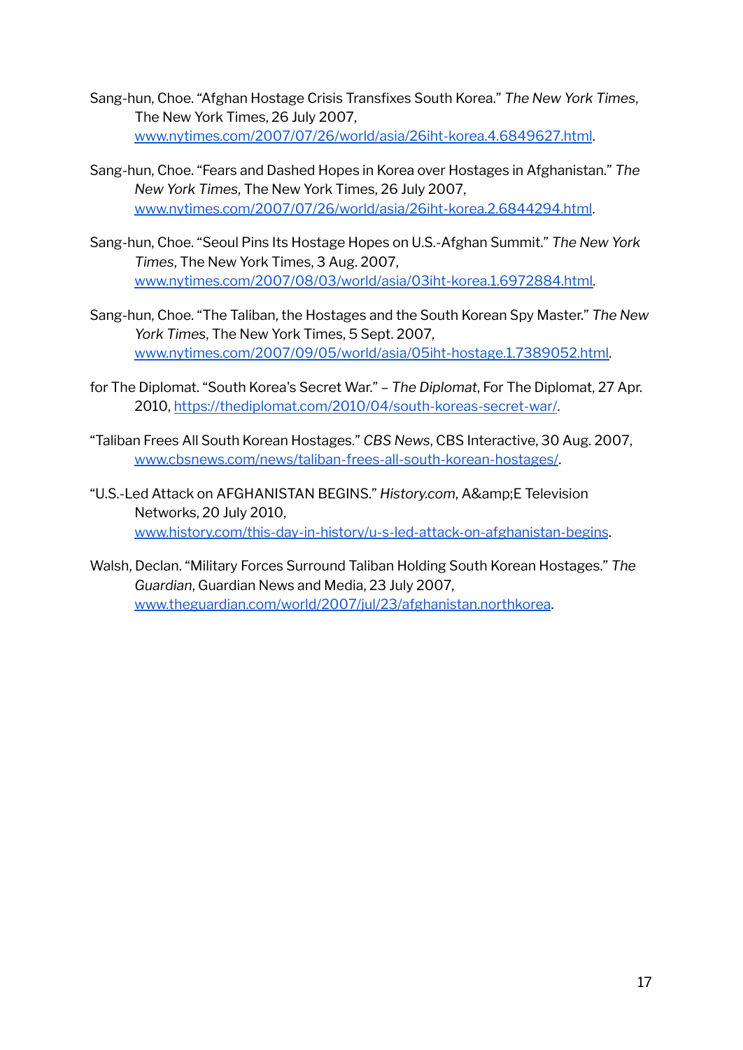Sang-hun, Choe. “Afghan Hostage Crisis Transfixes South Korea.” *The New York Times*, The New York Times, 26 July 2007, www.nytimes.com/2007/07/26/world/asia/26iht-korea.4.6849627.html.

Sang-hun, Choe. “Fears and Dashed Hopes in Korea over Hostages in Afghanistan.” *The New York Times*, The New York Times, 26 July 2007, www.nytimes.com/2007/07/26/world/asia/26iht-korea.2.6844294.html.

Sang-hun, Choe. “Seoul Pins Its Hostage Hopes on U.S.-Afghan Summit.” *The New York Times*, The New York Times, 3 Aug. 2007, www.nytimes.com/2007/08/03/world/asia/03iht-korea.1.6972884.html.

Sang-hun, Choe. “The Taliban, the Hostages and the South Korean Spy Master.” *The New York Times*, The New York Times, 5 Sept. 2007, www.nytimes.com/2007/09/05/world/asia/05iht-hostage.1.7389052.html.

for The Diplomat. “South Korea's Secret War.” – *The Diplomat*, For The Diplomat, 27 Apr. 2010, https://thediplomat.com/2010/04/south-koreas-secret-war/.

“Taliban Frees All South Korean Hostages.” *CBS News*, CBS Interactive, 30 Aug. 2007, www.cbsnews.com/news/taliban-frees-all-south-korean-hostages/.

“U.S.-Led Attack on AFGHANISTAN BEGINS.” *History.com*, A&amp;E Television Networks, 20 July 2010, www.history.com/this-day-in-history/u-s-led-attack-on-afghanistan-begins.

Walsh, Declan. “Military Forces Surround Taliban Holding South Korean Hostages.” *The Guardian*, Guardian News and Media, 23 July 2007, www.theguardian.com/world/2007/jul/23/afghanistan.northkorea.